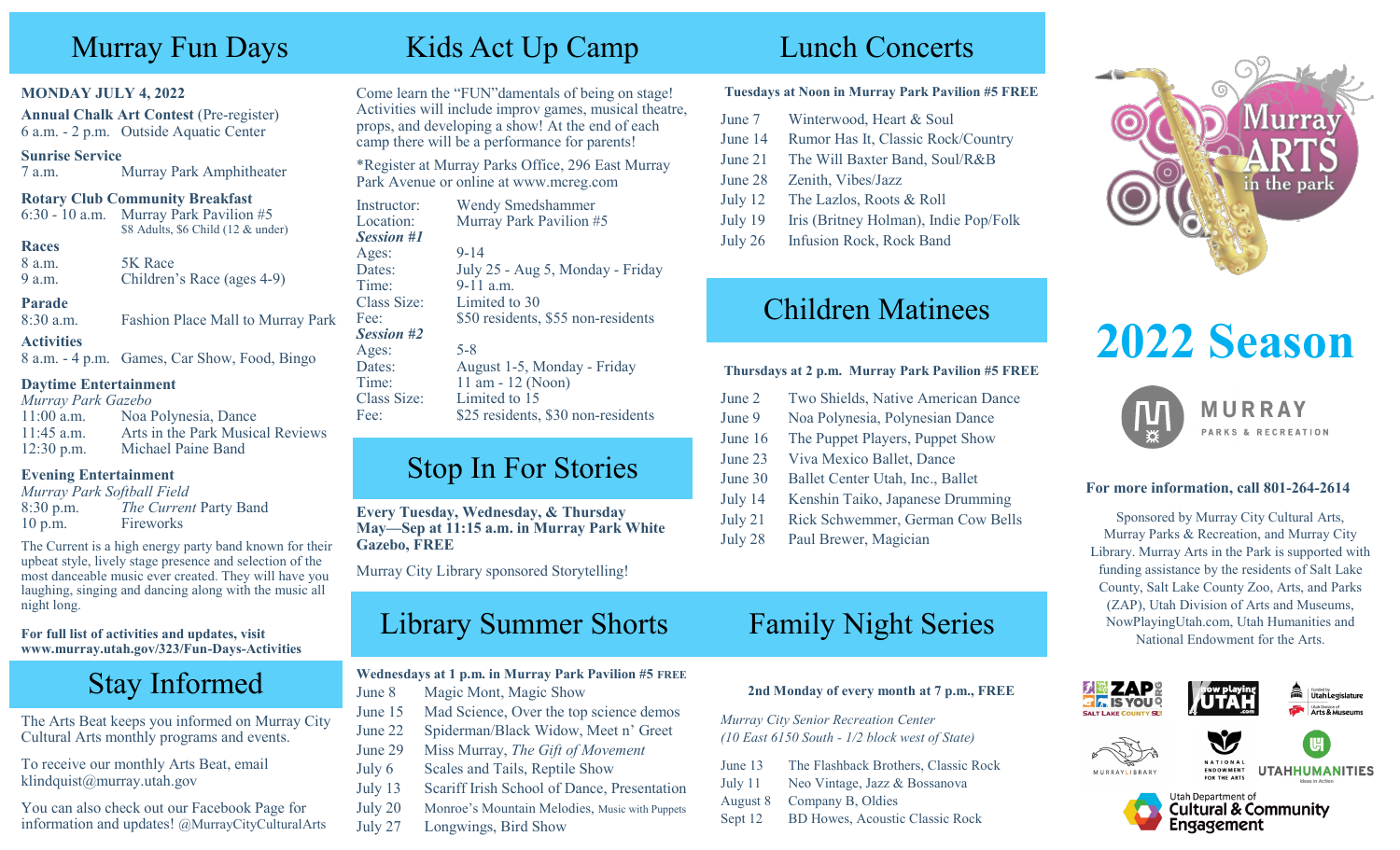# Murray Fun Days

**MONDAY JULY 4, 2022**

**Annual Chalk Art Contest** (Pre-register)
6 a.m. - 2 p.m. Outside Aquatic Center

**Sunrise Service**
7 a.m. Murray Park Amphitheater

**Rotary Club Community Breakfast**
6:30 - 10 a.m. Murray Park Pavilion #5
$8 Adults, $6 Child (12 & under)

**Races**
8 a.m. 5K Race
9 a.m. Children's Race (ages 4-9)

**Parade**
8:30 a.m. Fashion Place Mall to Murray Park

**Activities**
8 a.m. - 4 p.m. Games, Car Show, Food, Bingo

**Daytime Entertainment**
*Murray Park Gazebo*
11:00 a.m. Noa Polynesia, Dance
11:45 a.m. Arts in the Park Musical Reviews
12:30 p.m. Michael Paine Band

**Evening Entertainment**
*Murray Park Softball Field*
8:30 p.m. *The Current* Party Band
10 p.m. Fireworks

The Current is a high energy party band known for their upbeat style, lively stage presence and selection of the most danceable music ever created. They will have you laughing, singing and dancing along with the music all night long.

**For full list of activities and updates, visit www.murray.utah.gov/323/Fun-Days-Activities**

# Stay Informed

The Arts Beat keeps you informed on Murray City Cultural Arts monthly programs and events.

To receive our monthly Arts Beat, email klindquist@murray.utah.gov

You can also check out our Facebook Page for information and updates! @MurrayCityCulturalArts

# Kids Act Up Camp

Come learn the "FUN"damentals of being on stage! Activities will include improv games, musical theatre, props, and developing a show! At the end of each camp there will be a performance for parents!

*Register at Murray Parks Office, 296 East Murray Park Avenue or online at www.mcreg.com

Instructor: Wendy Smedshammer
Location: Murray Park Pavilion #5

***Session #1***
Ages: 9-14
Dates: July 25 - Aug 5, Monday - Friday
Time: 9-11 a.m.
Class Size: Limited to 30
Fee: $50 residents, $55 non-residents

***Session #2***
Ages: 5-8
Dates: August 1-5, Monday - Friday
Time: 11 am - 12 (Noon)
Class Size: Limited to 15
Fee: $25 residents, $30 non-residents

# Stop In For Stories

**Every Tuesday, Wednesday, & Thursday May—Sep at 11:15 a.m. in Murray Park White Gazebo, FREE**

Murray City Library sponsored Storytelling!

# Library Summer Shorts

**Wednesdays at 1 p.m. in Murray Park Pavilion #5 FREE**

June 8 Magic Mont, Magic Show
June 15 Mad Science, Over the top science demos
June 22 Spiderman/Black Widow, Meet n' Greet
June 29 Miss Murray, *The Gift of Movement*
July 6 Scales and Tails, Reptile Show
July 13 Scariff Irish School of Dance, Presentation
July 20 Monroe's Mountain Melodies, Music with Puppets
July 27 Longwings, Bird Show

# Lunch Concerts

**Tuesdays at Noon in Murray Park Pavilion #5 FREE**

June 7 Winterwood, Heart & Soul
June 14 Rumor Has It, Classic Rock/Country
June 21 The Will Baxter Band, Soul/R&B
June 28 Zenith, Vibes/Jazz
July 12 The Lazlos, Roots & Roll
July 19 Iris (Britney Holman), Indie Pop/Folk
July 26 Infusion Rock, Rock Band

# Children Matinees

**Thursdays at 2 p.m. Murray Park Pavilion #5 FREE**

June 2 Two Shields, Native American Dance
June 9 Noa Polynesia, Polynesian Dance
June 16 The Puppet Players, Puppet Show
June 23 Viva Mexico Ballet, Dance
June 30 Ballet Center Utah, Inc., Ballet
July 14 Kenshin Taiko, Japanese Drumming
July 21 Rick Schwemmer, German Cow Bells
July 28 Paul Brewer, Magician

# Family Night Series

**2nd Monday of every month at 7 p.m., FREE**

*Murray City Senior Recreation Center*
*(10 East 6150 South - 1/2 block west of State)*

June 13 The Flashback Brothers, Classic Rock
July 11 Neo Vintage, Jazz & Bossanova
August 8 Company B, Oldies
Sept 12 BD Howes, Acoustic Classic Rock

Murray ARTS in the park

# 2022 Season

MURRAY PARKS & RECREATION

**For more information, call 801-264-2614**

Sponsored by Murray City Cultural Arts, Murray Parks & Recreation, and Murray City Library. Murray Arts in the Park is supported with funding assistance by the residents of Salt Lake County, Salt Lake County Zoo, Arts, and Parks (ZAP), Utah Division of Arts and Museums, NowPlayingUtah.com, Utah Humanities and National Endowment for the Arts.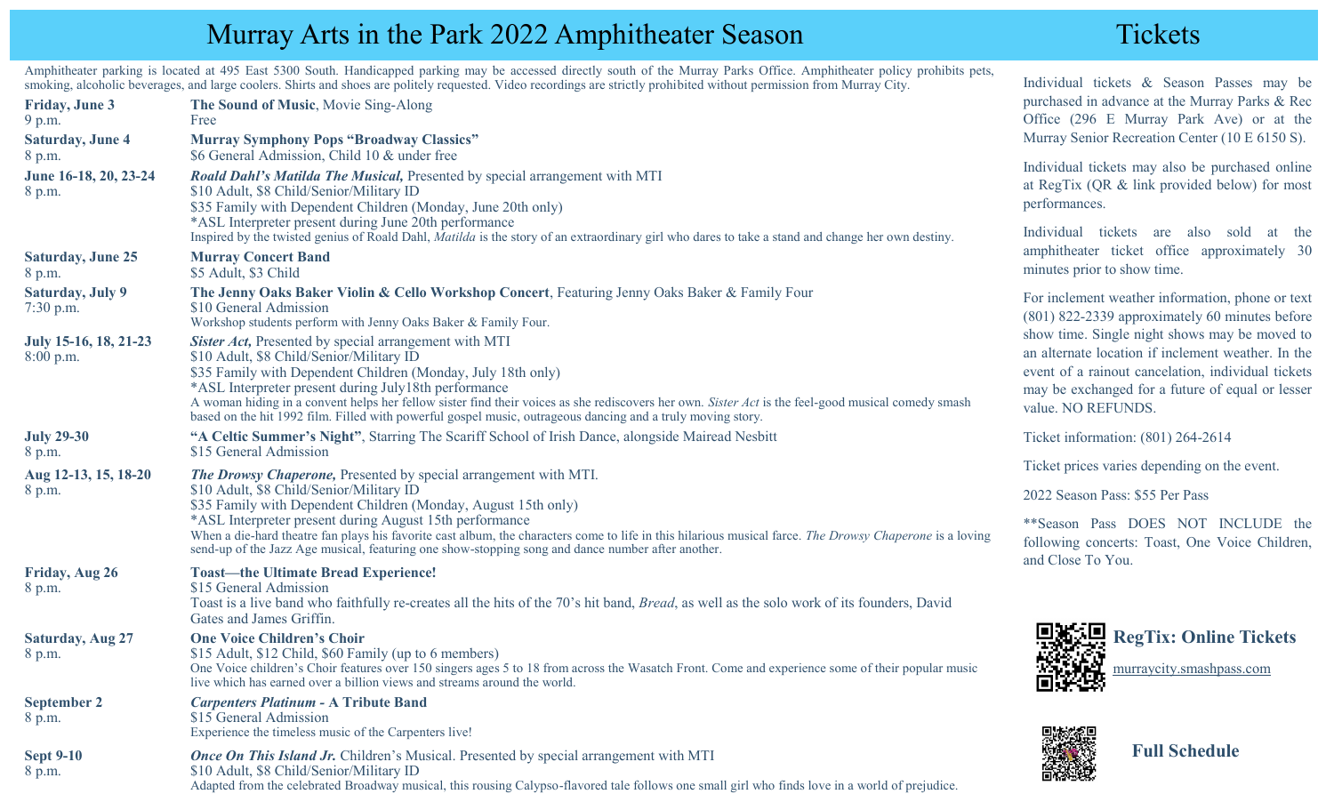# Murray Arts in the Park 2022 Amphitheater Season

Amphitheater parking is located at 495 East 5300 South. Handicapped parking may be accessed directly south of the Murray Parks Office. Amphitheater policy prohibits pets, smoking, alcoholic beverages, and large coolers. Shirts and shoes are politely requested. Video recordings are strictly prohibited without permission from Murray City.

| | |
|---|---|
| **Friday, June 3**<br>9 p.m. | **The Sound of Music**, Movie Sing-Along<br>Free |
| **Saturday, June 4**<br>8 p.m. | **Murray Symphony Pops "Broadway Classics"**<br>$6 General Admission, Child 10 & under free |
| **June 16-18, 20, 23-24**<br>8 p.m. | ***Roald Dahl's Matilda The Musical,*** Presented by special arrangement with MTI<br>$10 Adult, $8 Child/Senior/Military ID<br>$35 Family with Dependent Children (Monday, June 20th only)<br>*ASL Interpreter present during June 20th performance<br>Inspired by the twisted genius of Roald Dahl, *Matilda* is the story of an extraordinary girl who dares to take a stand and change her own destiny. |
| **Saturday, June 25**<br>8 p.m. | **Murray Concert Band**<br>$5 Adult, $3 Child |
| **Saturday, July 9**<br>7:30 p.m. | **The Jenny Oaks Baker Violin & Cello Workshop Concert**, Featuring Jenny Oaks Baker & Family Four<br>$10 General Admission<br>Workshop students perform with Jenny Oaks Baker & Family Four. |
| **July 15-16, 18, 21-23**<br>8:00 p.m. | ***Sister Act,*** Presented by special arrangement with MTI<br>$10 Adult, $8 Child/Senior/Military ID<br>$35 Family with Dependent Children (Monday, July 18th only)<br>*ASL Interpreter present during July18th performance<br>A woman hiding in a convent helps her fellow sister find their voices as she rediscovers her own. *Sister Act* is the feel-good musical comedy smash based on the hit 1992 film. Filled with powerful gospel music, outrageous dancing and a truly moving story. |
| **July 29-30**<br>8 p.m. | **"A Celtic Summer's Night"**, Starring The Scariff School of Irish Dance, alongside Mairead Nesbitt<br>$15 General Admission |
| **Aug 12-13, 15, 18-20**<br>8 p.m. | ***The Drowsy Chaperone,*** Presented by special arrangement with MTI.<br>$10 Adult, $8 Child/Senior/Military ID<br>$35 Family with Dependent Children (Monday, August 15th only)<br>*ASL Interpreter present during August 15th performance<br>When a die-hard theatre fan plays his favorite cast album, the characters come to life in this hilarious musical farce. *The Drowsy Chaperone* is a loving send-up of the Jazz Age musical, featuring one show-stopping song and dance number after another. |
| **Friday, Aug 26**<br>8 p.m. | **Toast—the Ultimate Bread Experience!**<br>$15 General Admission<br>Toast is a live band who faithfully re-creates all the hits of the 70's hit band, *Bread*, as well as the solo work of its founders, David Gates and James Griffin. |
| **Saturday, Aug 27**<br>8 p.m. | **One Voice Children's Choir**<br>$15 Adult, $12 Child, $60 Family (up to 6 members)<br>One Voice children's Choir features over 150 singers ages 5 to 18 from across the Wasatch Front. Come and experience some of their popular music live which has earned over a billion views and streams around the world. |
| **September 2**<br>8 p.m. | ***Carpenters Platinum* - A Tribute Band**<br>$15 General Admission<br>Experience the timeless music of the Carpenters live! |
| **Sept 9-10**<br>8 p.m. | ***Once On This Island Jr.*** Children's Musical. Presented by special arrangement with MTI<br>$10 Adult, $8 Child/Senior/Military ID<br>Adapted from the celebrated Broadway musical, this rousing Calypso-flavored tale follows one small girl who finds love in a world of prejudice. |

# Tickets

Individual tickets & Season Passes may be purchased in advance at the Murray Parks & Rec Office (296 E Murray Park Ave) or at the Murray Senior Recreation Center (10 E 6150 S).

Individual tickets may also be purchased online at RegTix (QR & link provided below) for most performances.

Individual tickets are also sold at the amphitheater ticket office approximately 30 minutes prior to show time.

For inclement weather information, phone or text (801) 822-2339 approximately 60 minutes before show time. Single night shows may be moved to an alternate location if inclement weather. In the event of a rainout cancelation, individual tickets may be exchanged for a future of equal or lesser value. NO REFUNDS.

Ticket information: (801) 264-2614

Ticket prices varies depending on the event.

2022 Season Pass: $55 Per Pass

**Season Pass DOES NOT INCLUDE the following concerts: Toast, One Voice Children, and Close To You.

**RegTix: Online Tickets**

murraycity.smashpass.com

**Full Schedule**